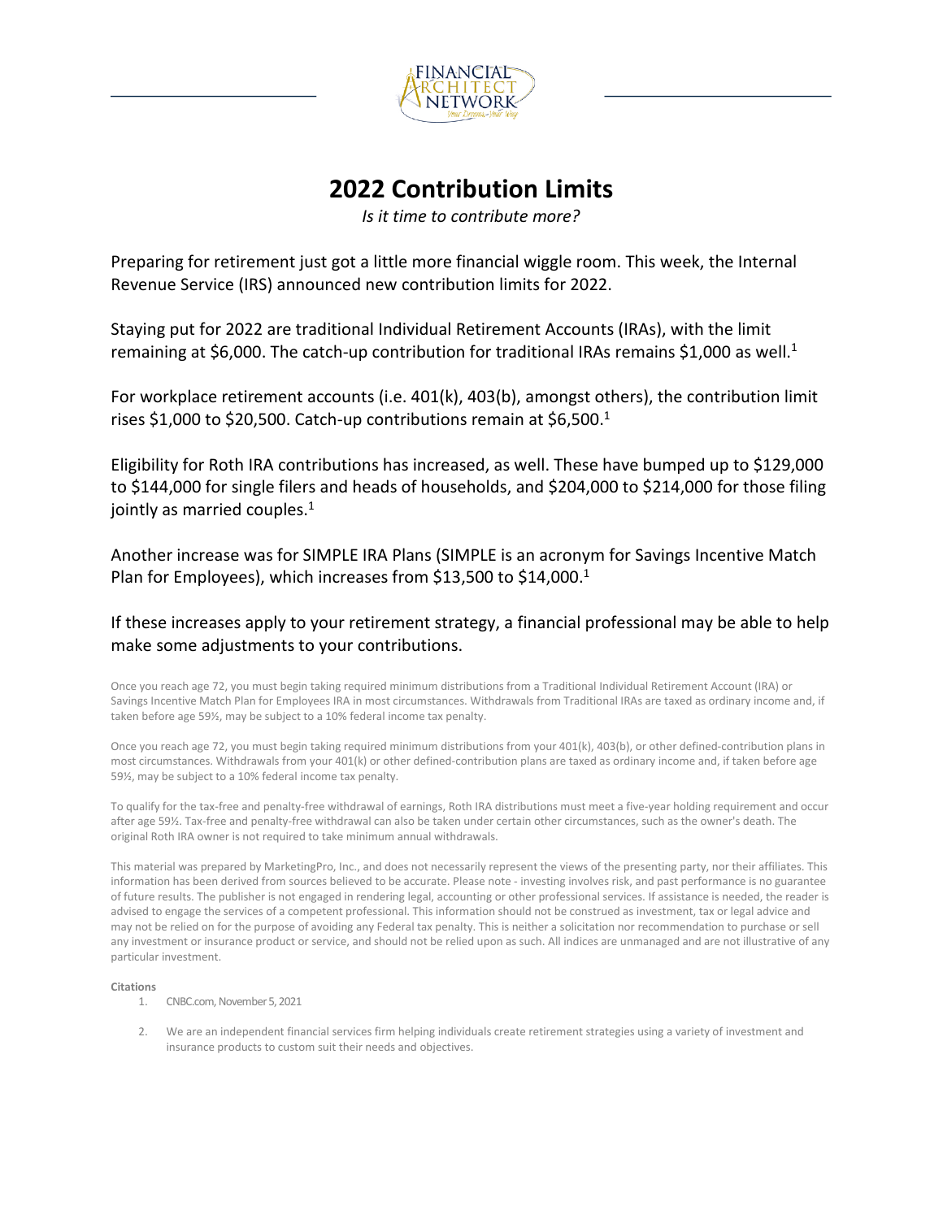# 2022 Contribution Limits

*Is it time to contribute more?*

Preparing for retirement just got a little more financial wiggle room. This week, the Internal Revenue Service (IRS) announced new contribution limits for 2022.

Staying put for 2022 are traditional Individual Retirement Accounts (IRAs), with the limit remaining at $6,000. The catch-up contribution for traditional IRAs remains $1,000 as well.[1]

For workplace retirement accounts (i.e. 401(k), 403(b), amongst others), the contribution limit rises $1,000 to $20,500. Catch-up contributions remain at $6,500.[1]

Eligibility for Roth IRA contributions has increased, as well. These have bumped up to $129,000 to $144,000 for single filers and heads of households, and $204,000 to $214,000 for those filing jointly as married couples.[1]

Another increase was for SIMPLE IRA Plans (SIMPLE is an acronym for Savings Incentive Match Plan for Employees), which increases from $13,500 to $14,000.[1]

If these increases apply to your retirement strategy, a financial professional may be able to help make some adjustments to your contributions.

Once you reach age 72, you must begin taking required minimum distributions from a Traditional Individual Retirement Account (IRA) or Savings Incentive Match Plan for Employees IRA in most circumstances. Withdrawals from Traditional IRAs are taxed as ordinary income and, if taken before age 59½, may be subject to a 10% federal income tax penalty.

Once you reach age 72, you must begin taking required minimum distributions from your 401(k), 403(b), or other defined-contribution plans in most circumstances. Withdrawals from your 401(k) or other defined-contribution plans are taxed as ordinary income and, if taken before age 59½, may be subject to a 10% federal income tax penalty.

To qualify for the tax-free and penalty-free withdrawal of earnings, Roth IRA distributions must meet a five-year holding requirement and occur after age 59½. Tax-free and penalty-free withdrawal can also be taken under certain other circumstances, such as the owner's death. The original Roth IRA owner is not required to take minimum annual withdrawals.

This material was prepared by MarketingPro, Inc., and does not necessarily represent the views of the presenting party, nor their affiliates. This information has been derived from sources believed to be accurate. Please note - investing involves risk, and past performance is no guarantee of future results. The publisher is not engaged in rendering legal, accounting or other professional services. If assistance is needed, the reader is advised to engage the services of a competent professional. This information should not be construed as investment, tax or legal advice and may not be relied on for the purpose of avoiding any Federal tax penalty. This is neither a solicitation nor recommendation to purchase or sell any investment or insurance product or service, and should not be relied upon as such. All indices are unmanaged and are not illustrative of any particular investment.

**Citations**

1. CNBC.com, November 5, 2021
2. We are an independent financial services firm helping individuals create retirement strategies using a variety of investment and insurance products to custom suit their needs and objectives.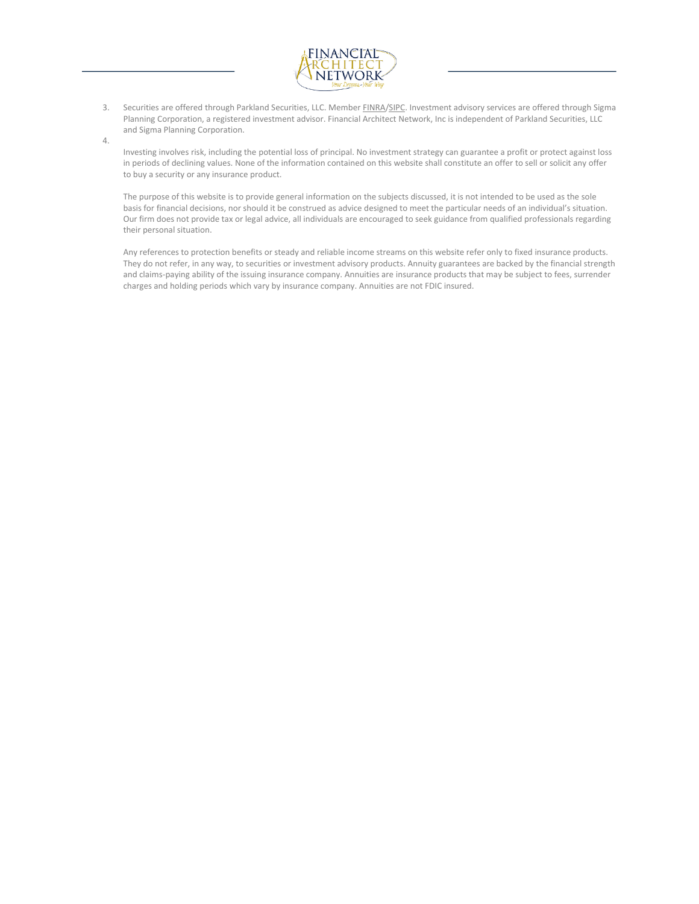3. Securities are offered through Parkland Securities, LLC. Member FINRA/SIPC. Investment advisory services are offered through Sigma Planning Corporation, a registered investment advisor. Financial Architect Network, Inc is independent of Parkland Securities, LLC and Sigma Planning Corporation.

4. Investing involves risk, including the potential loss of principal. No investment strategy can guarantee a profit or protect against loss in periods of declining values. None of the information contained on this website shall constitute an offer to sell or solicit any offer to buy a security or any insurance product.

   The purpose of this website is to provide general information on the subjects discussed, it is not intended to be used as the sole basis for financial decisions, nor should it be construed as advice designed to meet the particular needs of an individual's situation. Our firm does not provide tax or legal advice, all individuals are encouraged to seek guidance from qualified professionals regarding their personal situation.

   Any references to protection benefits or steady and reliable income streams on this website refer only to fixed insurance products. They do not refer, in any way, to securities or investment advisory products. Annuity guarantees are backed by the financial strength and claims-paying ability of the issuing insurance company. Annuities are insurance products that may be subject to fees, surrender charges and holding periods which vary by insurance company. Annuities are not FDIC insured.